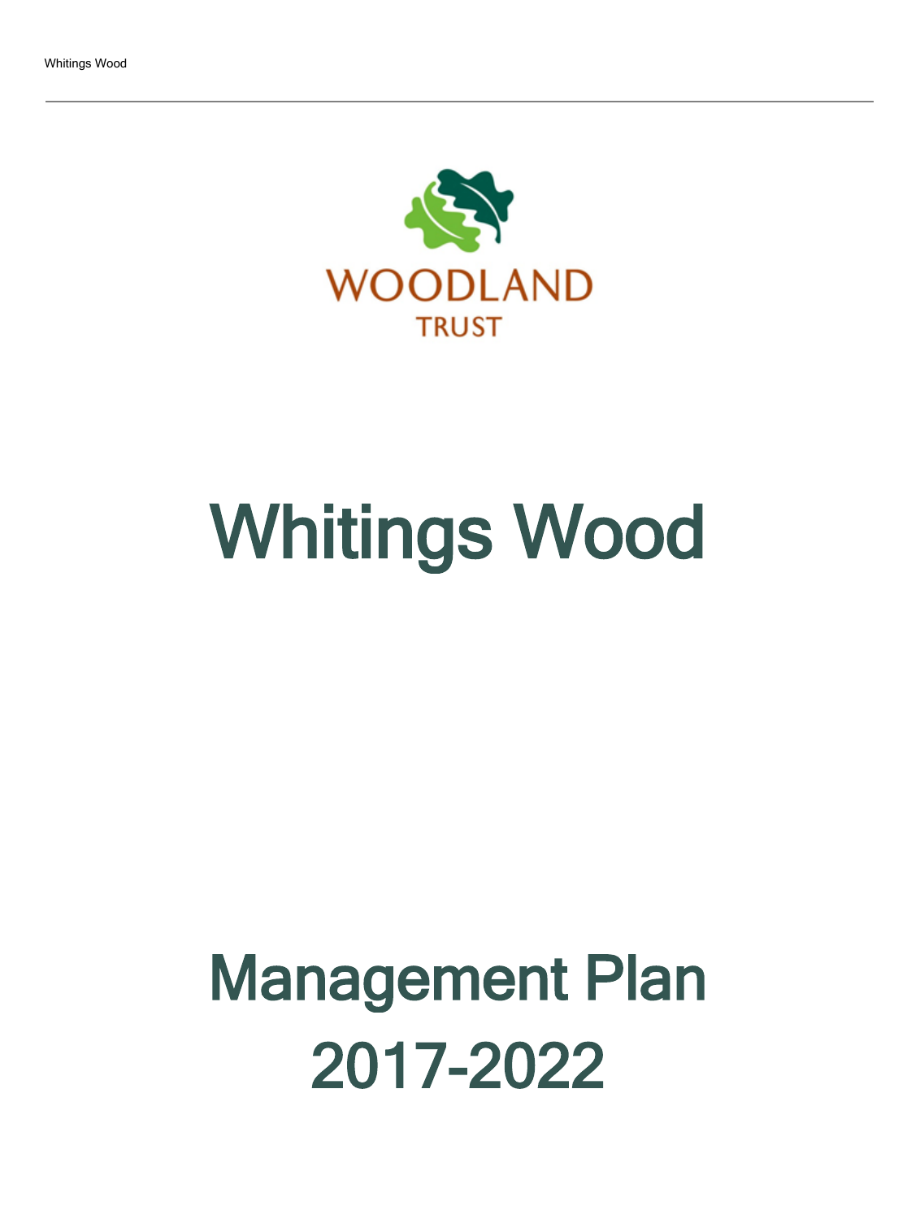WOODLAND TRUST

# Whitings Wood

# Management Plan 2017-2022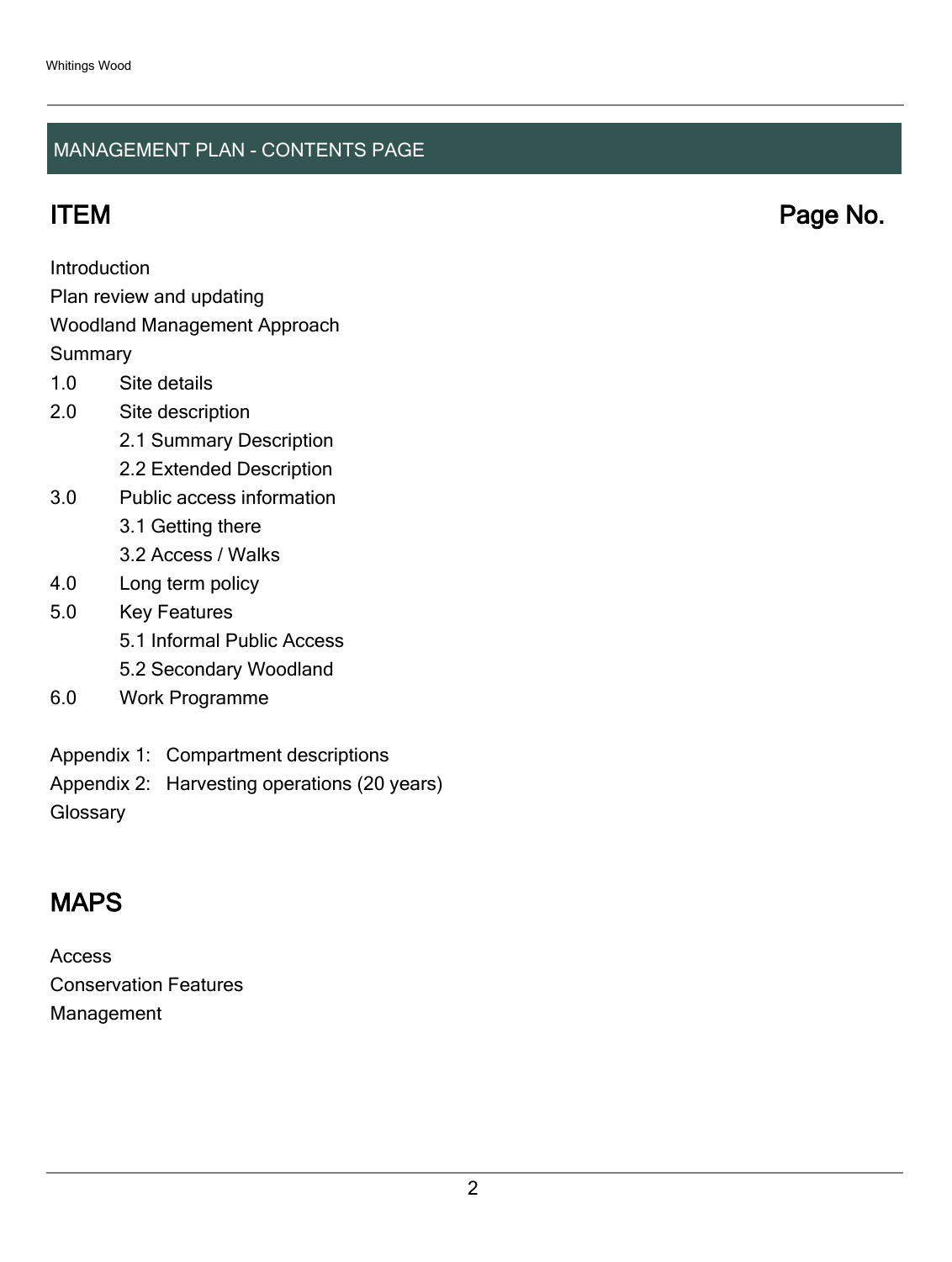## MANAGEMENT PLAN - CONTENTS PAGE

| ITEM | Page No. |
|---|---|
| Introduction | |
| Plan review and updating | |
| Woodland Management Approach | |
| Summary | |
| 1.0 Site details | |
| 2.0 Site description | |
| 2.1 Summary Description | |
| 2.2 Extended Description | |
| 3.0 Public access information | |
| 3.1 Getting there | |
| 3.2 Access / Walks | |
| 4.0 Long term policy | |
| 5.0 Key Features | |
| 5.1 Informal Public Access | |
| 5.2 Secondary Woodland | |
| 6.0 Work Programme | |
| Appendix 1: Compartment descriptions | |
| Appendix 2: Harvesting operations (20 years) | |
| Glossary | |

## MAPS

Access

Conservation Features

Management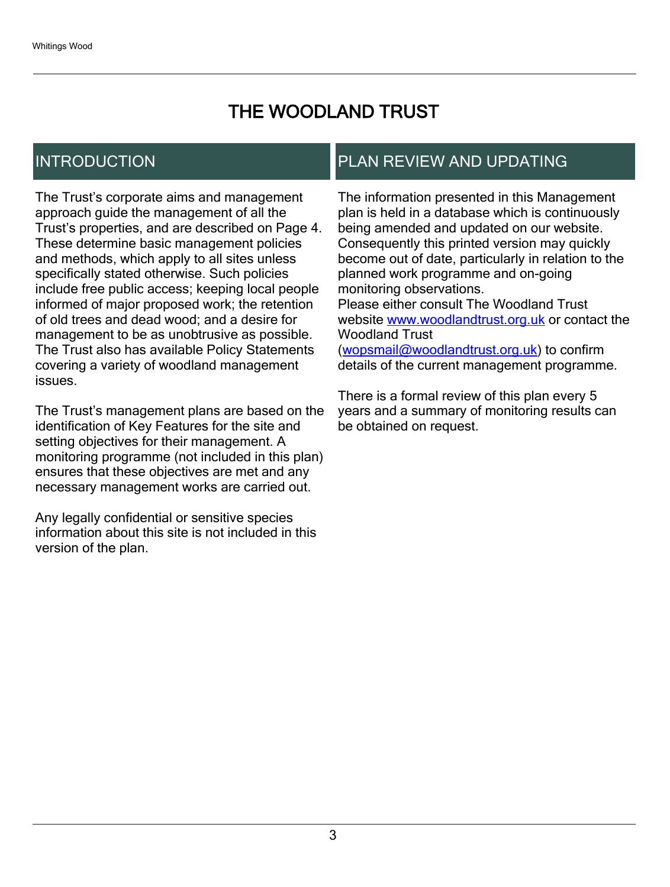# THE WOODLAND TRUST

## INTRODUCTION

The Trust's corporate aims and management approach guide the management of all the Trust's properties, and are described on Page 4. These determine basic management policies and methods, which apply to all sites unless specifically stated otherwise. Such policies include free public access; keeping local people informed of major proposed work; the retention of old trees and dead wood; and a desire for management to be as unobtrusive as possible. The Trust also has available Policy Statements covering a variety of woodland management issues.

The Trust's management plans are based on the identification of Key Features for the site and setting objectives for their management. A monitoring programme (not included in this plan) ensures that these objectives are met and any necessary management works are carried out.

Any legally confidential or sensitive species information about this site is not included in this version of the plan.

## PLAN REVIEW AND UPDATING

The information presented in this Management plan is held in a database which is continuously being amended and updated on our website. Consequently this printed version may quickly become out of date, particularly in relation to the planned work programme and on-going monitoring observations.
Please either consult The Woodland Trust website [www.woodlandtrust.org.uk](http://www.woodlandtrust.org.uk) or contact the Woodland Trust ([wopsmail@woodlandtrust.org.uk](mailto:wopsmail@woodlandtrust.org.uk)) to confirm details of the current management programme.

There is a formal review of this plan every 5 years and a summary of monitoring results can be obtained on request.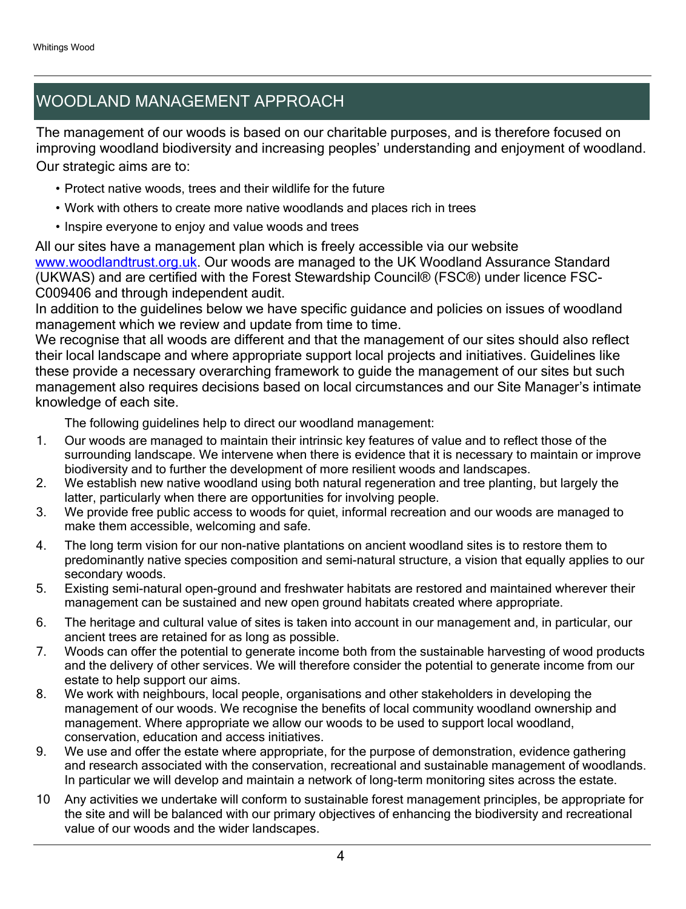## WOODLAND MANAGEMENT APPROACH

The management of our woods is based on our charitable purposes, and is therefore focused on improving woodland biodiversity and increasing peoples' understanding and enjoyment of woodland. Our strategic aims are to:

- Protect native woods, trees and their wildlife for the future
- Work with others to create more native woodlands and places rich in trees
- Inspire everyone to enjoy and value woods and trees

All our sites have a management plan which is freely accessible via our website [www.woodlandtrust.org.uk](http://www.woodlandtrust.org.uk). Our woods are managed to the UK Woodland Assurance Standard (UKWAS) and are certified with the Forest Stewardship Council® (FSC®) under licence FSC-C009406 and through independent audit.

In addition to the guidelines below we have specific guidance and policies on issues of woodland management which we review and update from time to time.

We recognise that all woods are different and that the management of our sites should also reflect their local landscape and where appropriate support local projects and initiatives. Guidelines like these provide a necessary overarching framework to guide the management of our sites but such management also requires decisions based on local circumstances and our Site Manager's intimate knowledge of each site.

The following guidelines help to direct our woodland management:

1. Our woods are managed to maintain their intrinsic key features of value and to reflect those of the surrounding landscape. We intervene when there is evidence that it is necessary to maintain or improve biodiversity and to further the development of more resilient woods and landscapes.
2. We establish new native woodland using both natural regeneration and tree planting, but largely the latter, particularly when there are opportunities for involving people.
3. We provide free public access to woods for quiet, informal recreation and our woods are managed to make them accessible, welcoming and safe.
4. The long term vision for our non-native plantations on ancient woodland sites is to restore them to predominantly native species composition and semi-natural structure, a vision that equally applies to our secondary woods.
5. Existing semi-natural open-ground and freshwater habitats are restored and maintained wherever their management can be sustained and new open ground habitats created where appropriate.
6. The heritage and cultural value of sites is taken into account in our management and, in particular, our ancient trees are retained for as long as possible.
7. Woods can offer the potential to generate income both from the sustainable harvesting of wood products and the delivery of other services. We will therefore consider the potential to generate income from our estate to help support our aims.
8. We work with neighbours, local people, organisations and other stakeholders in developing the management of our woods. We recognise the benefits of local community woodland ownership and management. Where appropriate we allow our woods to be used to support local woodland, conservation, education and access initiatives.
9. We use and offer the estate where appropriate, for the purpose of demonstration, evidence gathering and research associated with the conservation, recreational and sustainable management of woodlands. In particular we will develop and maintain a network of long-term monitoring sites across the estate.
10. Any activities we undertake will conform to sustainable forest management principles, be appropriate for the site and will be balanced with our primary objectives of enhancing the biodiversity and recreational value of our woods and the wider landscapes.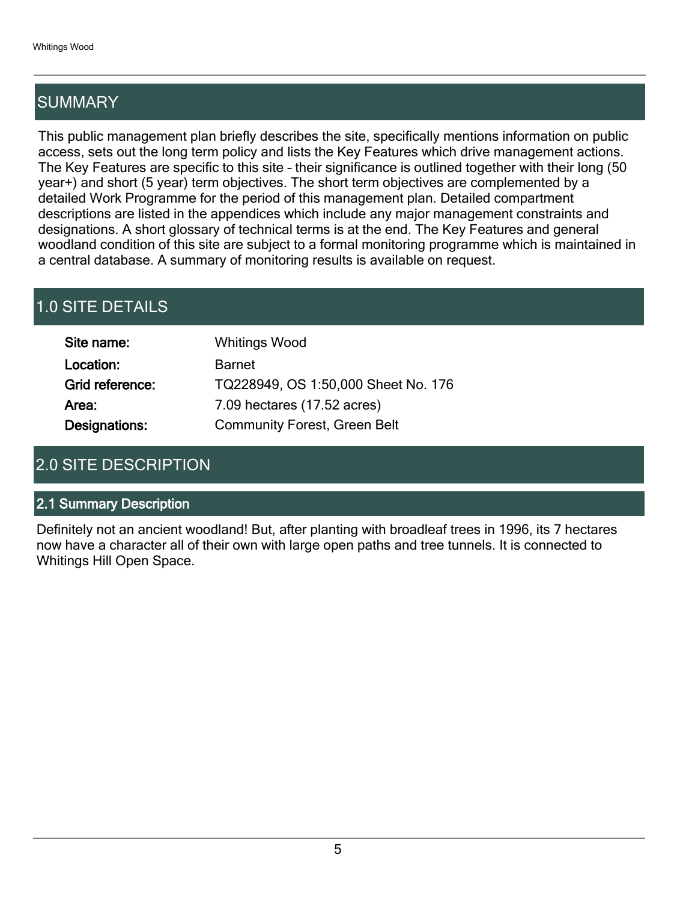## SUMMARY

This public management plan briefly describes the site, specifically mentions information on public access, sets out the long term policy and lists the Key Features which drive management actions. The Key Features are specific to this site – their significance is outlined together with their long (50 year+) and short (5 year) term objectives. The short term objectives are complemented by a detailed Work Programme for the period of this management plan. Detailed compartment descriptions are listed in the appendices which include any major management constraints and designations. A short glossary of technical terms is at the end. The Key Features and general woodland condition of this site are subject to a formal monitoring programme which is maintained in a central database. A summary of monitoring results is available on request.

## 1.0 SITE DETAILS

**Site name:** Whitings Wood

**Location:** Barnet

**Grid reference:** TQ228949, OS 1:50,000 Sheet No. 176

**Area:** 7.09 hectares (17.52 acres)

**Designations:** Community Forest, Green Belt

## 2.0 SITE DESCRIPTION

### 2.1 Summary Description

Definitely not an ancient woodland! But, after planting with broadleaf trees in 1996, its 7 hectares now have a character all of their own with large open paths and tree tunnels. It is connected to Whitings Hill Open Space.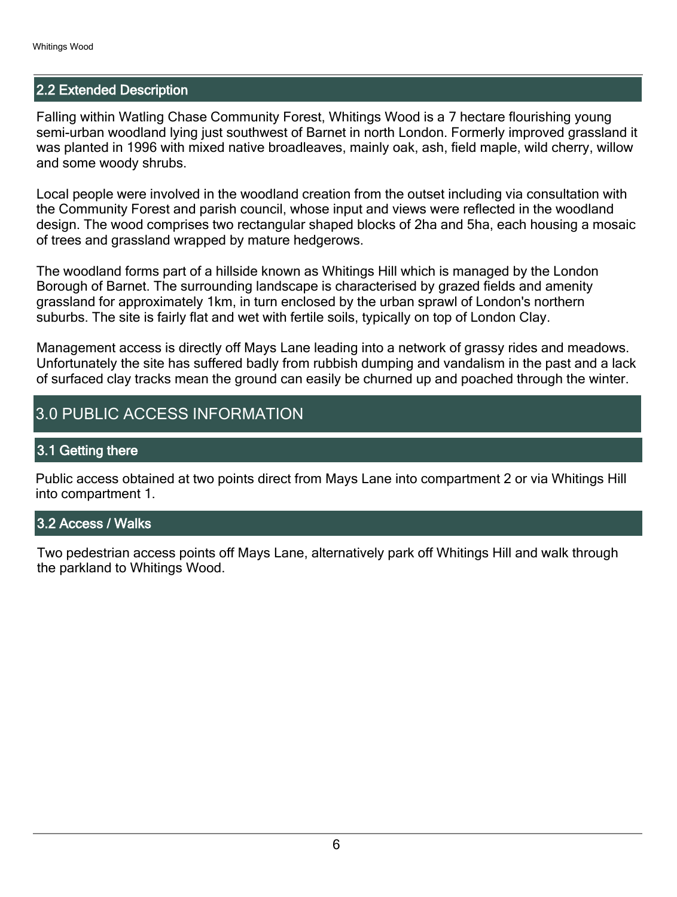## 2.2 Extended Description

Falling within Watling Chase Community Forest, Whitings Wood is a 7 hectare flourishing young semi-urban woodland lying just southwest of Barnet in north London. Formerly improved grassland it was planted in 1996 with mixed native broadleaves, mainly oak, ash, field maple, wild cherry, willow and some woody shrubs.

Local people were involved in the woodland creation from the outset including via consultation with the Community Forest and parish council, whose input and views were reflected in the woodland design. The wood comprises two rectangular shaped blocks of 2ha and 5ha, each housing a mosaic of trees and grassland wrapped by mature hedgerows.

The woodland forms part of a hillside known as Whitings Hill which is managed by the London Borough of Barnet. The surrounding landscape is characterised by grazed fields and amenity grassland for approximately 1km, in turn enclosed by the urban sprawl of London's northern suburbs. The site is fairly flat and wet with fertile soils, typically on top of London Clay.

Management access is directly off Mays Lane leading into a network of grassy rides and meadows. Unfortunately the site has suffered badly from rubbish dumping and vandalism in the past and a lack of surfaced clay tracks mean the ground can easily be churned up and poached through the winter.

# 3.0 PUBLIC ACCESS INFORMATION

## 3.1 Getting there

Public access obtained at two points direct from Mays Lane into compartment 2 or via Whitings Hill into compartment 1.

## 3.2 Access / Walks

Two pedestrian access points off Mays Lane, alternatively park off Whitings Hill and walk through the parkland to Whitings Wood.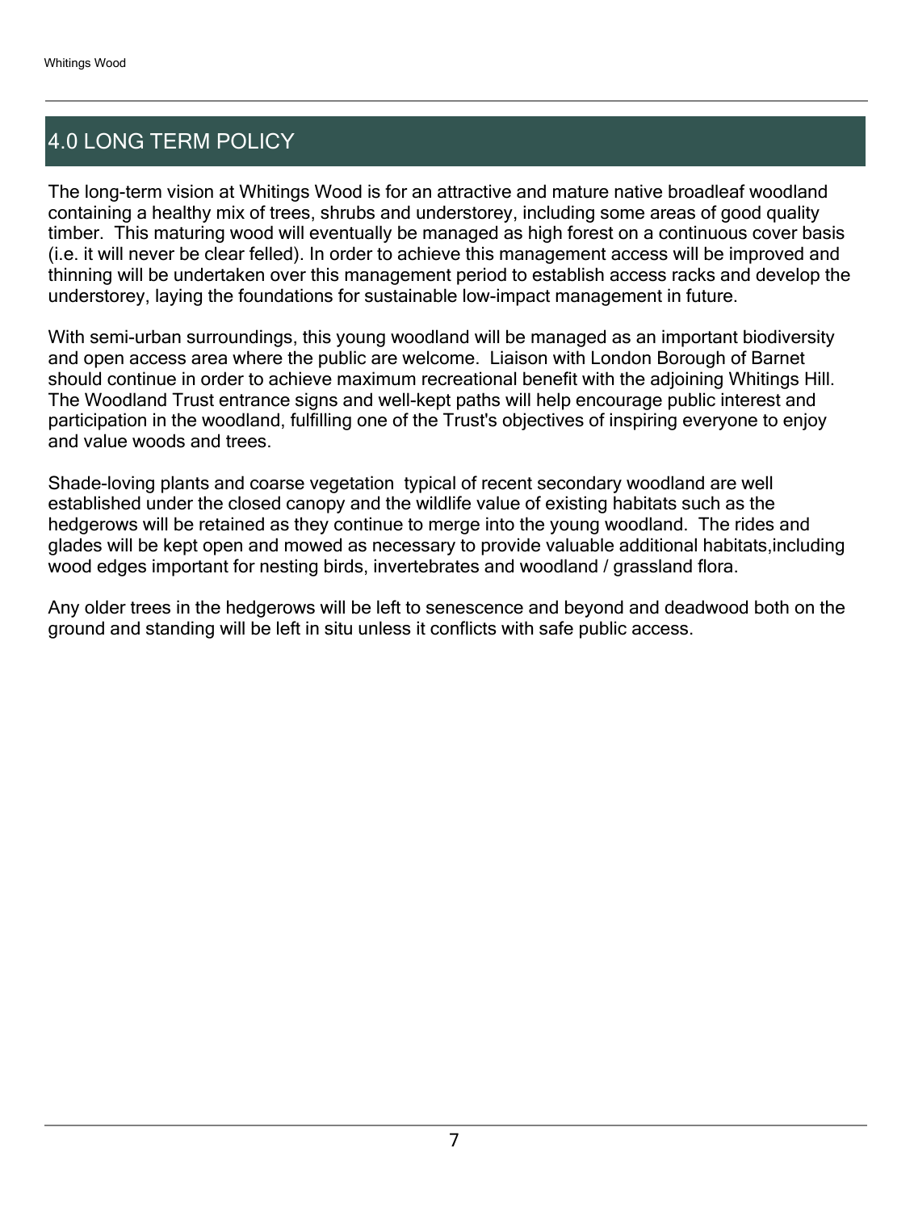## 4.0 LONG TERM POLICY

The long-term vision at Whitings Wood is for an attractive and mature native broadleaf woodland containing a healthy mix of trees, shrubs and understorey, including some areas of good quality timber. This maturing wood will eventually be managed as high forest on a continuous cover basis (i.e. it will never be clear felled). In order to achieve this management access will be improved and thinning will be undertaken over this management period to establish access racks and develop the understorey, laying the foundations for sustainable low-impact management in future.

With semi-urban surroundings, this young woodland will be managed as an important biodiversity and open access area where the public are welcome. Liaison with London Borough of Barnet should continue in order to achieve maximum recreational benefit with the adjoining Whitings Hill. The Woodland Trust entrance signs and well-kept paths will help encourage public interest and participation in the woodland, fulfilling one of the Trust's objectives of inspiring everyone to enjoy and value woods and trees.

Shade-loving plants and coarse vegetation typical of recent secondary woodland are well established under the closed canopy and the wildlife value of existing habitats such as the hedgerows will be retained as they continue to merge into the young woodland. The rides and glades will be kept open and mowed as necessary to provide valuable additional habitats,including wood edges important for nesting birds, invertebrates and woodland / grassland flora.

Any older trees in the hedgerows will be left to senescence and beyond and deadwood both on the ground and standing will be left in situ unless it conflicts with safe public access.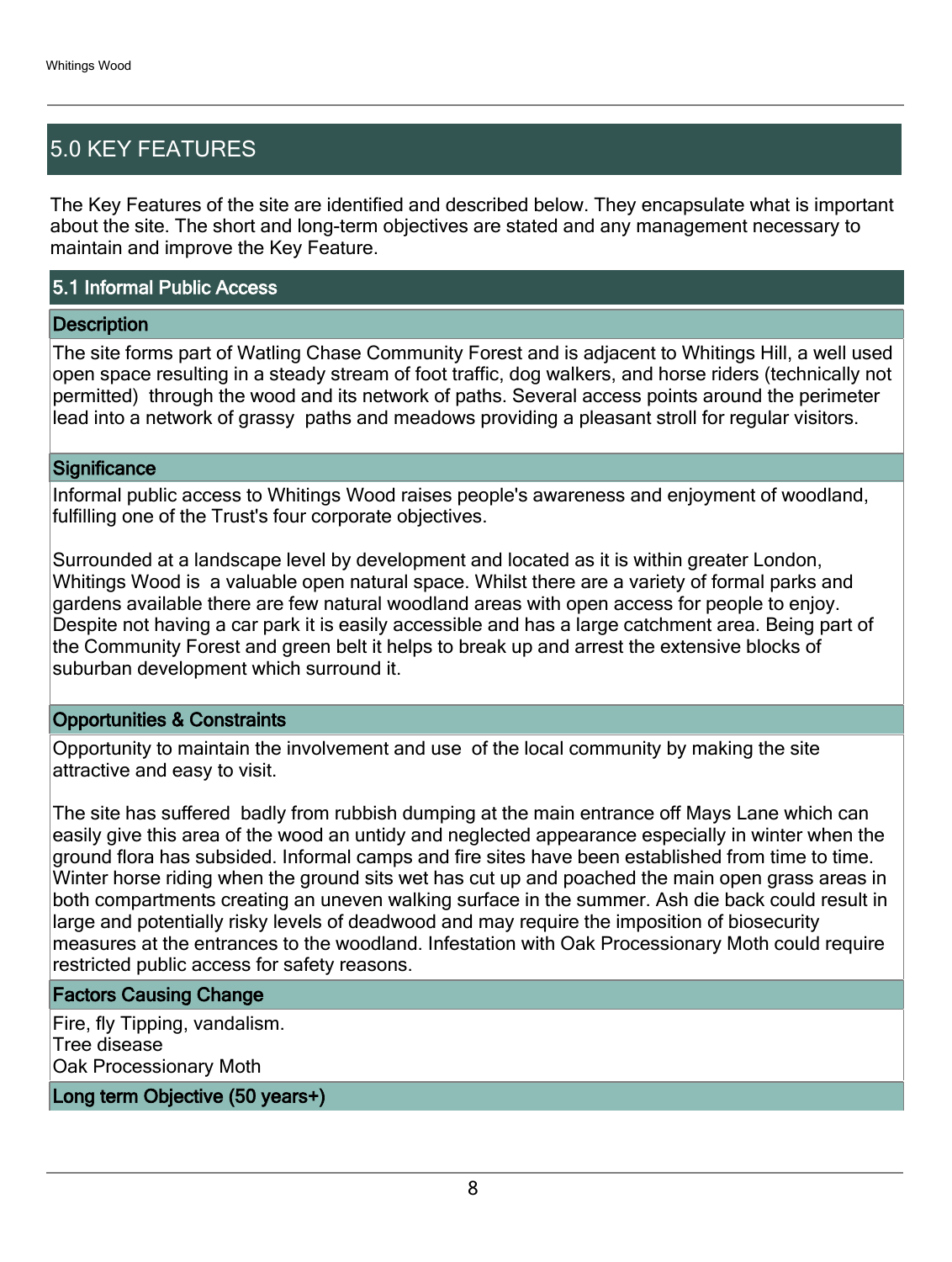## 5.0 KEY FEATURES

The Key Features of the site are identified and described below. They encapsulate what is important about the site. The short and long-term objectives are stated and any management necessary to maintain and improve the Key Feature.

### 5.1 Informal Public Access

#### Description

The site forms part of Watling Chase Community Forest and is adjacent to Whitings Hill, a well used open space resulting in a steady stream of foot traffic, dog walkers, and horse riders (technically not permitted) through the wood and its network of paths. Several access points around the perimeter lead into a network of grassy paths and meadows providing a pleasant stroll for regular visitors.

#### Significance

Informal public access to Whitings Wood raises people's awareness and enjoyment of woodland, fulfilling one of the Trust's four corporate objectives.

Surrounded at a landscape level by development and located as it is within greater London, Whitings Wood is a valuable open natural space. Whilst there are a variety of formal parks and gardens available there are few natural woodland areas with open access for people to enjoy. Despite not having a car park it is easily accessible and has a large catchment area. Being part of the Community Forest and green belt it helps to break up and arrest the extensive blocks of suburban development which surround it.

#### Opportunities & Constraints

Opportunity to maintain the involvement and use of the local community by making the site attractive and easy to visit.

The site has suffered badly from rubbish dumping at the main entrance off Mays Lane which can easily give this area of the wood an untidy and neglected appearance especially in winter when the ground flora has subsided. Informal camps and fire sites have been established from time to time. Winter horse riding when the ground sits wet has cut up and poached the main open grass areas in both compartments creating an uneven walking surface in the summer. Ash die back could result in large and potentially risky levels of deadwood and may require the imposition of biosecurity measures at the entrances to the woodland. Infestation with Oak Processionary Moth could require restricted public access for safety reasons.

#### Factors Causing Change

Fire, fly Tipping, vandalism.
Tree disease
Oak Processionary Moth

#### Long term Objective (50 years+)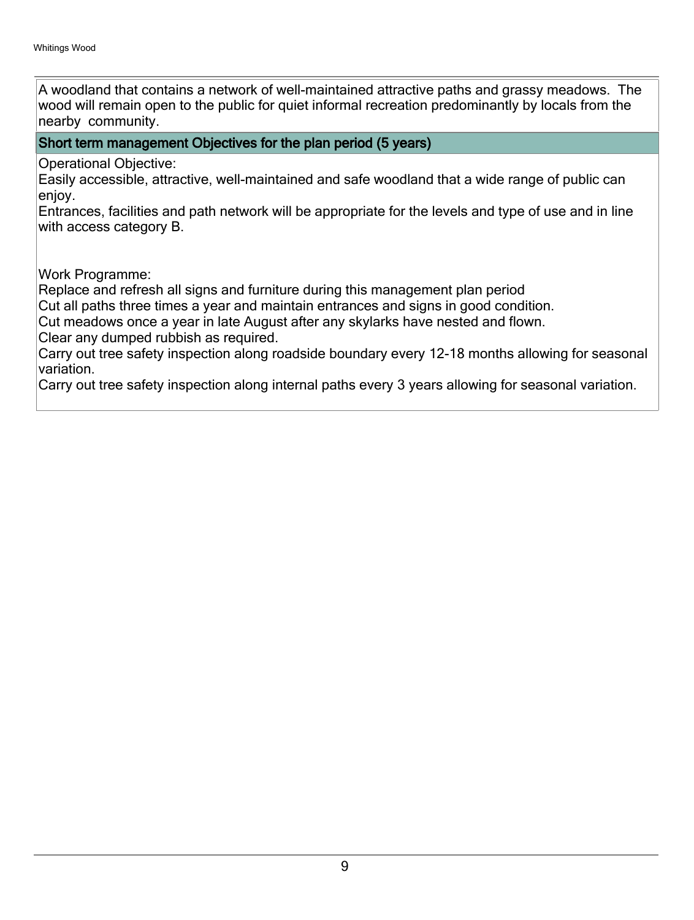A woodland that contains a network of well-maintained attractive paths and grassy meadows. The wood will remain open to the public for quiet informal recreation predominantly by locals from the nearby community.

## Short term management Objectives for the plan period (5 years)

Operational Objective:
Easily accessible, attractive, well-maintained and safe woodland that a wide range of public can enjoy.
Entrances, facilities and path network will be appropriate for the levels and type of use and in line with access category B.

Work Programme:
Replace and refresh all signs and furniture during this management plan period
Cut all paths three times a year and maintain entrances and signs in good condition.
Cut meadows once a year in late August after any skylarks have nested and flown.
Clear any dumped rubbish as required.
Carry out tree safety inspection along roadside boundary every 12-18 months allowing for seasonal variation.
Carry out tree safety inspection along internal paths every 3 years allowing for seasonal variation.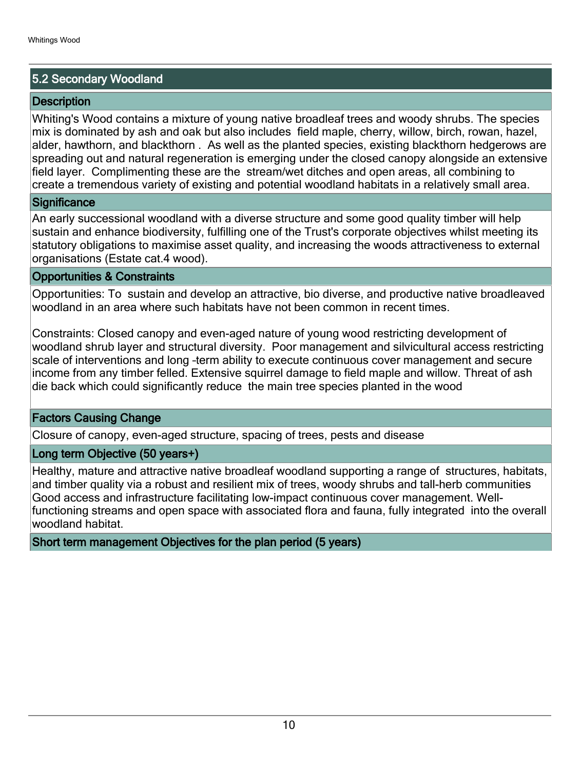## 5.2 Secondary Woodland

### Description

Whiting's Wood contains a mixture of young native broadleaf trees and woody shrubs. The species mix is dominated by ash and oak but also includes field maple, cherry, willow, birch, rowan, hazel, alder, hawthorn, and blackthorn . As well as the planted species, existing blackthorn hedgerows are spreading out and natural regeneration is emerging under the closed canopy alongside an extensive field layer. Complimenting these are the stream/wet ditches and open areas, all combining to create a tremendous variety of existing and potential woodland habitats in a relatively small area.

### Significance

An early successional woodland with a diverse structure and some good quality timber will help sustain and enhance biodiversity, fulfilling one of the Trust's corporate objectives whilst meeting its statutory obligations to maximise asset quality, and increasing the woods attractiveness to external organisations (Estate cat.4 wood).

### Opportunities & Constraints

Opportunities: To sustain and develop an attractive, bio diverse, and productive native broadleaved woodland in an area where such habitats have not been common in recent times.

Constraints: Closed canopy and even-aged nature of young wood restricting development of woodland shrub layer and structural diversity. Poor management and silvicultural access restricting scale of interventions and long -term ability to execute continuous cover management and secure income from any timber felled. Extensive squirrel damage to field maple and willow. Threat of ash die back which could significantly reduce the main tree species planted in the wood

### Factors Causing Change

Closure of canopy, even-aged structure, spacing of trees, pests and disease

### Long term Objective (50 years+)

Healthy, mature and attractive native broadleaf woodland supporting a range of structures, habitats, and timber quality via a robust and resilient mix of trees, woody shrubs and tall-herb communities Good access and infrastructure facilitating low-impact continuous cover management. Well-functioning streams and open space with associated flora and fauna, fully integrated into the overall woodland habitat.

### Short term management Objectives for the plan period (5 years)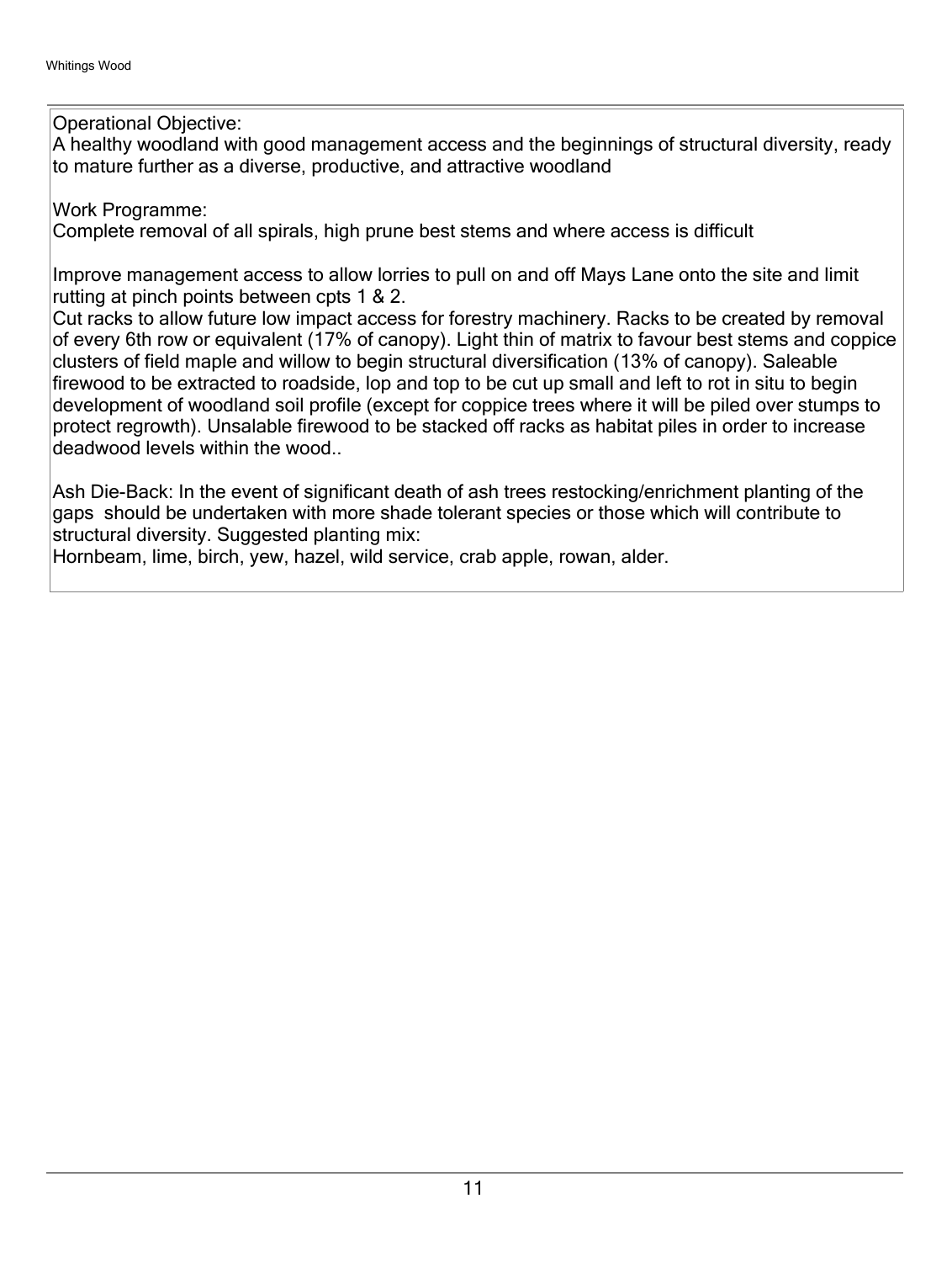Operational Objective:
A healthy woodland with good management access and the beginnings of structural diversity, ready to mature further as a diverse, productive, and attractive woodland

Work Programme:
Complete removal of all spirals, high prune best stems and where access is difficult

Improve management access to allow lorries to pull on and off Mays Lane onto the site and limit rutting at pinch points between cpts 1 & 2.
Cut racks to allow future low impact access for forestry machinery. Racks to be created by removal of every 6th row or equivalent (17% of canopy). Light thin of matrix to favour best stems and coppice clusters of field maple and willow to begin structural diversification (13% of canopy). Saleable firewood to be extracted to roadside, lop and top to be cut up small and left to rot in situ to begin development of woodland soil profile (except for coppice trees where it will be piled over stumps to protect regrowth). Unsalable firewood to be stacked off racks as habitat piles in order to increase deadwood levels within the wood..

Ash Die-Back: In the event of significant death of ash trees restocking/enrichment planting of the gaps should be undertaken with more shade tolerant species or those which will contribute to structural diversity. Suggested planting mix:
Hornbeam, lime, birch, yew, hazel, wild service, crab apple, rowan, alder.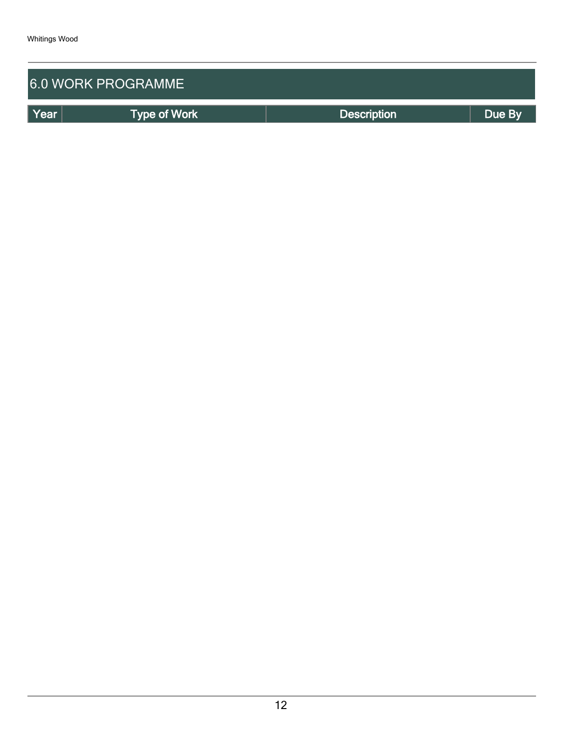## 6.0 WORK PROGRAMME

| Year | Type of Work | Description | Due By |
|---|---|---|---|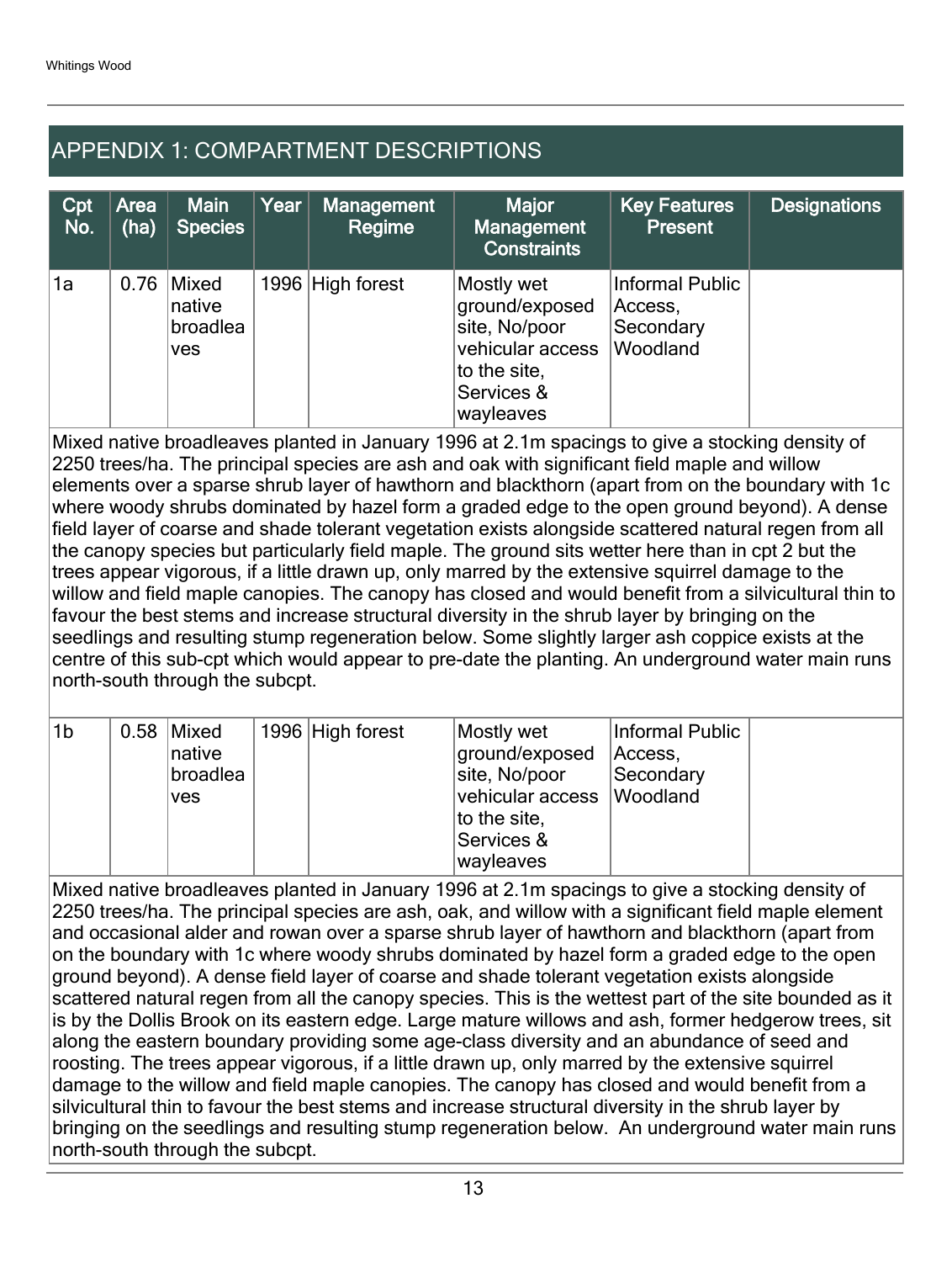## APPENDIX 1: COMPARTMENT DESCRIPTIONS

| Cpt No. | Area (ha) | Main Species | Year | Management Regime | Major Management Constraints | Key Features Present | Designations |
|---|---|---|---|---|---|---|---|
| 1a | 0.76 | Mixed native broadleaves | 1996 | High forest | Mostly wet ground/exposed site, No/poor vehicular access to the site, Services & wayleaves | Informal Public Access, Secondary Woodland | |

Mixed native broadleaves planted in January 1996 at 2.1m spacings to give a stocking density of 2250 trees/ha. The principal species are ash and oak with significant field maple and willow elements over a sparse shrub layer of hawthorn and blackthorn (apart from on the boundary with 1c where woody shrubs dominated by hazel form a graded edge to the open ground beyond). A dense field layer of coarse and shade tolerant vegetation exists alongside scattered natural regen from all the canopy species but particularly field maple. The ground sits wetter here than in cpt 2 but the trees appear vigorous, if a little drawn up, only marred by the extensive squirrel damage to the willow and field maple canopies. The canopy has closed and would benefit from a silvicultural thin to favour the best stems and increase structural diversity in the shrub layer by bringing on the seedlings and resulting stump regeneration below. Some slightly larger ash coppice exists at the centre of this sub-cpt which would appear to pre-date the planting. An underground water main runs north-south through the subcpt.

| Cpt No. | Area (ha) | Main Species | Year | Management Regime | Major Management Constraints | Key Features Present | Designations |
|---|---|---|---|---|---|---|---|
| 1b | 0.58 | Mixed native broadleaves | 1996 | High forest | Mostly wet ground/exposed site, No/poor vehicular access to the site, Services & wayleaves | Informal Public Access, Secondary Woodland | |

Mixed native broadleaves planted in January 1996 at 2.1m spacings to give a stocking density of 2250 trees/ha. The principal species are ash, oak, and willow with a significant field maple element and occasional alder and rowan over a sparse shrub layer of hawthorn and blackthorn (apart from on the boundary with 1c where woody shrubs dominated by hazel form a graded edge to the open ground beyond). A dense field layer of coarse and shade tolerant vegetation exists alongside scattered natural regen from all the canopy species. This is the wettest part of the site bounded as it is by the Dollis Brook on its eastern edge. Large mature willows and ash, former hedgerow trees, sit along the eastern boundary providing some age-class diversity and an abundance of seed and roosting. The trees appear vigorous, if a little drawn up, only marred by the extensive squirrel damage to the willow and field maple canopies. The canopy has closed and would benefit from a silvicultural thin to favour the best stems and increase structural diversity in the shrub layer by bringing on the seedlings and resulting stump regeneration below. An underground water main runs north-south through the subcpt.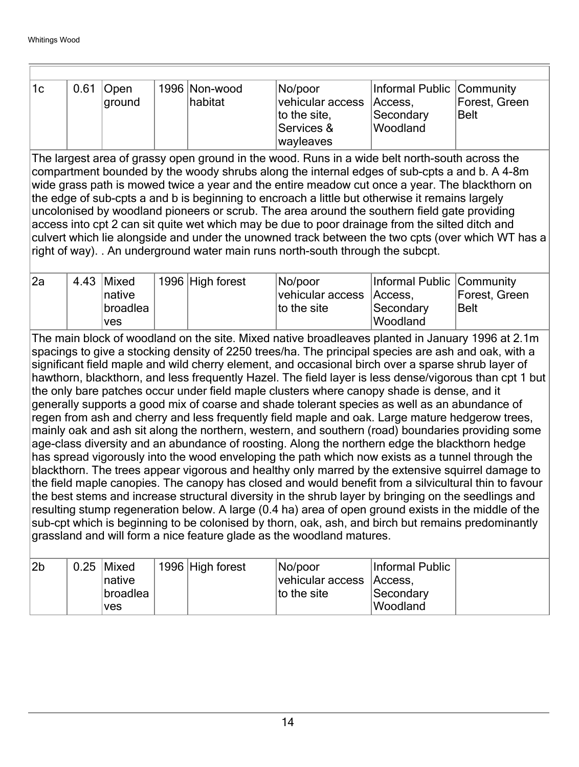| | | | | | | | |
|---|---|---|---|---|---|---|---|
| 1c | 0.61 | Open ground | 1996 | Non-wood habitat | No/poor vehicular access to the site, Services & wayleaves | Informal Public Access, Secondary Woodland | Community Forest, Green Belt |

The largest area of grassy open ground in the wood. Runs in a wide belt north-south across the compartment bounded by the woody shrubs along the internal edges of sub-cpts a and b. A 4-8m wide grass path is mowed twice a year and the entire meadow cut once a year. The blackthorn on the edge of sub-cpts a and b is beginning to encroach a little but otherwise it remains largely uncolonised by woodland pioneers or scrub. The area around the southern field gate providing access into cpt 2 can sit quite wet which may be due to poor drainage from the silted ditch and culvert which lie alongside and under the unowned track between the two cpts (over which WT has a right of way). . An underground water main runs north-south through the subcpt.

| | | | | | | | |
|---|---|---|---|---|---|---|---|
| 2a | 4.43 | Mixed native broadleaves | 1996 | High forest | No/poor vehicular access to the site | Informal Public Access, Secondary Woodland | Community Forest, Green Belt |

The main block of woodland on the site. Mixed native broadleaves planted in January 1996 at 2.1m spacings to give a stocking density of 2250 trees/ha. The principal species are ash and oak, with a significant field maple and wild cherry element, and occasional birch over a sparse shrub layer of hawthorn, blackthorn, and less frequently Hazel. The field layer is less dense/vigorous than cpt 1 but the only bare patches occur under field maple clusters where canopy shade is dense, and it generally supports a good mix of coarse and shade tolerant species as well as an abundance of regen from ash and cherry and less frequently field maple and oak. Large mature hedgerow trees, mainly oak and ash sit along the northern, western, and southern (road) boundaries providing some age-class diversity and an abundance of roosting. Along the northern edge the blackthorn hedge has spread vigorously into the wood enveloping the path which now exists as a tunnel through the blackthorn. The trees appear vigorous and healthy only marred by the extensive squirrel damage to the field maple canopies. The canopy has closed and would benefit from a silvicultural thin to favour the best stems and increase structural diversity in the shrub layer by bringing on the seedlings and resulting stump regeneration below. A large (0.4 ha) area of open ground exists in the middle of the sub-cpt which is beginning to be colonised by thorn, oak, ash, and birch but remains predominantly grassland and will form a nice feature glade as the woodland matures.

| | | | | | | | |
|---|---|---|---|---|---|---|---|
| 2b | 0.25 | Mixed native broadleaves | 1996 | High forest | No/poor vehicular access to the site | Informal Public Access, Secondary Woodland | |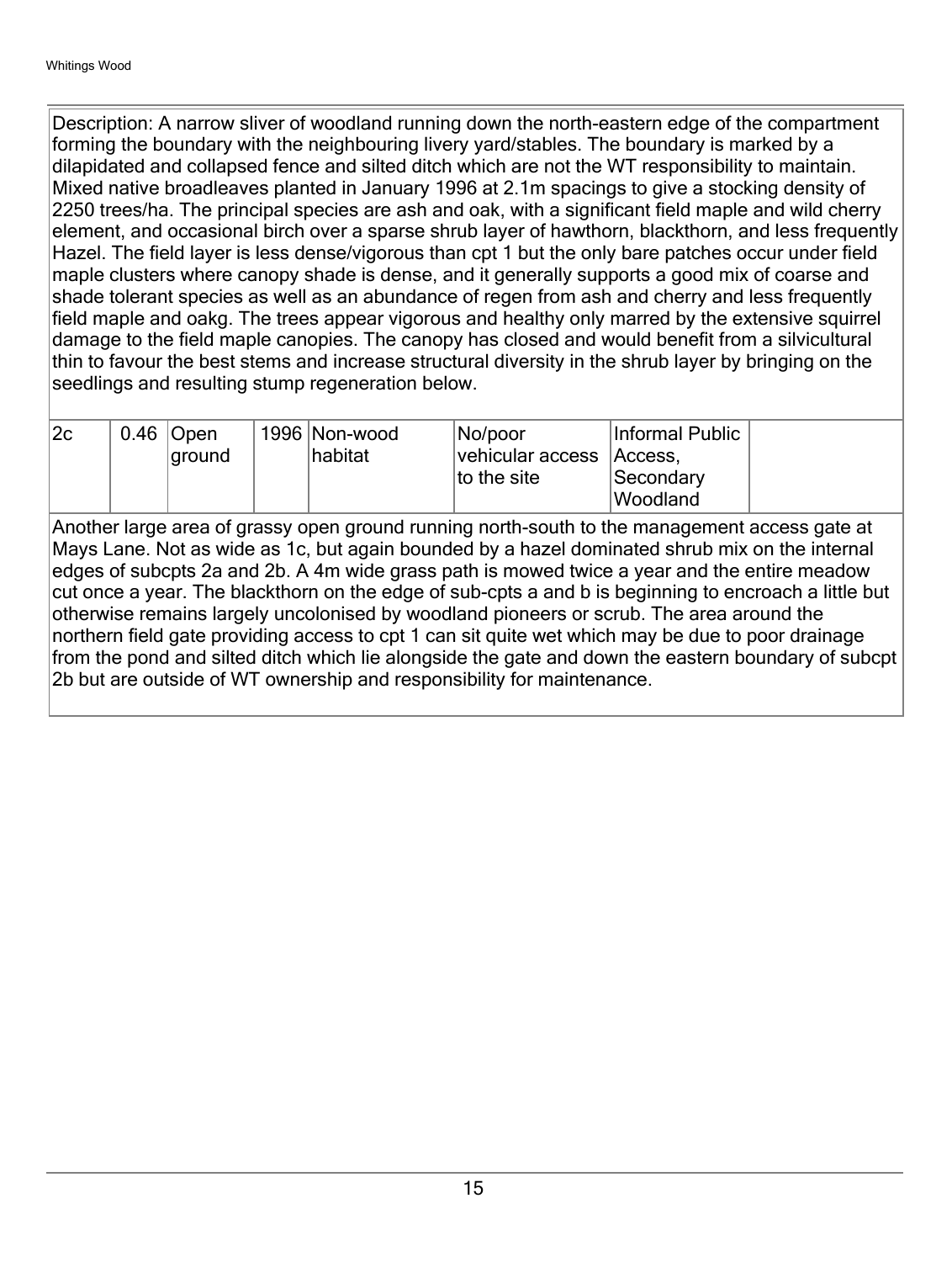Description: A narrow sliver of woodland running down the north-eastern edge of the compartment forming the boundary with the neighbouring livery yard/stables. The boundary is marked by a dilapidated and collapsed fence and silted ditch which are not the WT responsibility to maintain. Mixed native broadleaves planted in January 1996 at 2.1m spacings to give a stocking density of 2250 trees/ha. The principal species are ash and oak, with a significant field maple and wild cherry element, and occasional birch over a sparse shrub layer of hawthorn, blackthorn, and less frequently Hazel. The field layer is less dense/vigorous than cpt 1 but the only bare patches occur under field maple clusters where canopy shade is dense, and it generally supports a good mix of coarse and shade tolerant species as well as an abundance of regen from ash and cherry and less frequently field maple and oakg. The trees appear vigorous and healthy only marred by the extensive squirrel damage to the field maple canopies. The canopy has closed and would benefit from a silvicultural thin to favour the best stems and increase structural diversity in the shrub layer by bringing on the seedlings and resulting stump regeneration below.

| | | | | | | | |
|---|---|---|---|---|---|---|---|
| 2c | 0.46 | Open ground | 1996 | Non-wood habitat | No/poor vehicular access to the site | Informal Public Access, Secondary Woodland | |

Another large area of grassy open ground running north-south to the management access gate at Mays Lane. Not as wide as 1c, but again bounded by a hazel dominated shrub mix on the internal edges of subcpts 2a and 2b. A 4m wide grass path is mowed twice a year and the entire meadow cut once a year. The blackthorn on the edge of sub-cpts a and b is beginning to encroach a little but otherwise remains largely uncolonised by woodland pioneers or scrub. The area around the northern field gate providing access to cpt 1 can sit quite wet which may be due to poor drainage from the pond and silted ditch which lie alongside the gate and down the eastern boundary of subcpt 2b but are outside of WT ownership and responsibility for maintenance.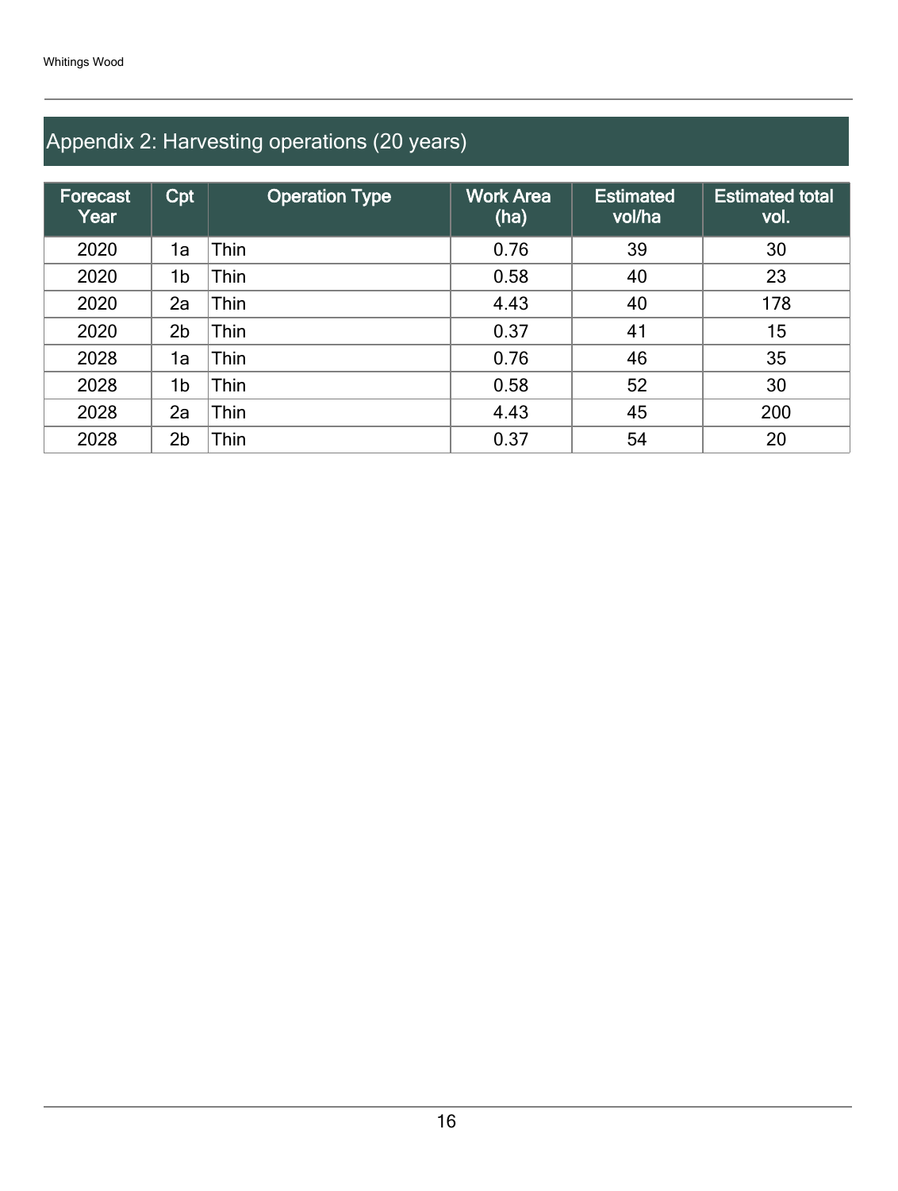## Appendix 2: Harvesting operations (20 years)

| Forecast Year | Cpt | Operation Type | Work Area (ha) | Estimated vol/ha | Estimated total vol. |
|---|---|---|---|---|---|
| 2020 | 1a | Thin | 0.76 | 39 | 30 |
| 2020 | 1b | Thin | 0.58 | 40 | 23 |
| 2020 | 2a | Thin | 4.43 | 40 | 178 |
| 2020 | 2b | Thin | 0.37 | 41 | 15 |
| 2028 | 1a | Thin | 0.76 | 46 | 35 |
| 2028 | 1b | Thin | 0.58 | 52 | 30 |
| 2028 | 2a | Thin | 4.43 | 45 | 200 |
| 2028 | 2b | Thin | 0.37 | 54 | 20 |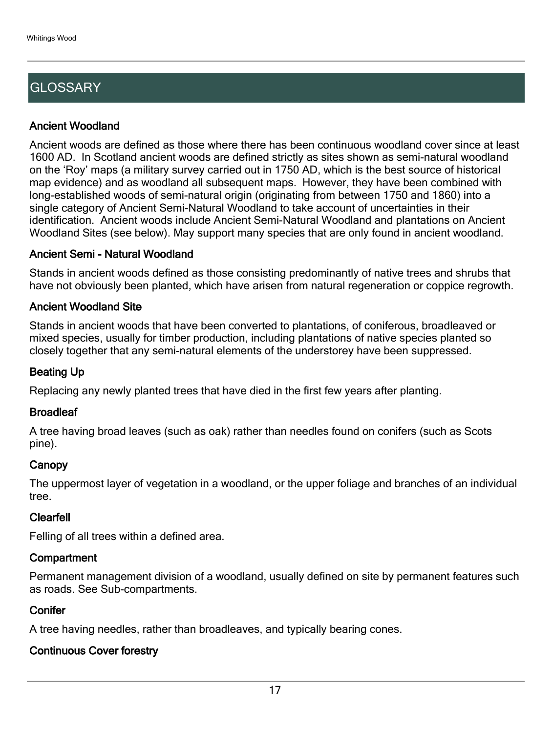# GLOSSARY

### Ancient Woodland

Ancient woods are defined as those where there has been continuous woodland cover since at least 1600 AD. In Scotland ancient woods are defined strictly as sites shown as semi-natural woodland on the 'Roy' maps (a military survey carried out in 1750 AD, which is the best source of historical map evidence) and as woodland all subsequent maps. However, they have been combined with long-established woods of semi-natural origin (originating from between 1750 and 1860) into a single category of Ancient Semi-Natural Woodland to take account of uncertainties in their identification. Ancient woods include Ancient Semi-Natural Woodland and plantations on Ancient Woodland Sites (see below). May support many species that are only found in ancient woodland.

### Ancient Semi - Natural Woodland

Stands in ancient woods defined as those consisting predominantly of native trees and shrubs that have not obviously been planted, which have arisen from natural regeneration or coppice regrowth.

### Ancient Woodland Site

Stands in ancient woods that have been converted to plantations, of coniferous, broadleaved or mixed species, usually for timber production, including plantations of native species planted so closely together that any semi-natural elements of the understorey have been suppressed.

### Beating Up

Replacing any newly planted trees that have died in the first few years after planting.

### Broadleaf

A tree having broad leaves (such as oak) rather than needles found on conifers (such as Scots pine).

### Canopy

The uppermost layer of vegetation in a woodland, or the upper foliage and branches of an individual tree.

### Clearfell

Felling of all trees within a defined area.

### Compartment

Permanent management division of a woodland, usually defined on site by permanent features such as roads. See Sub-compartments.

### Conifer

A tree having needles, rather than broadleaves, and typically bearing cones.

### Continuous Cover forestry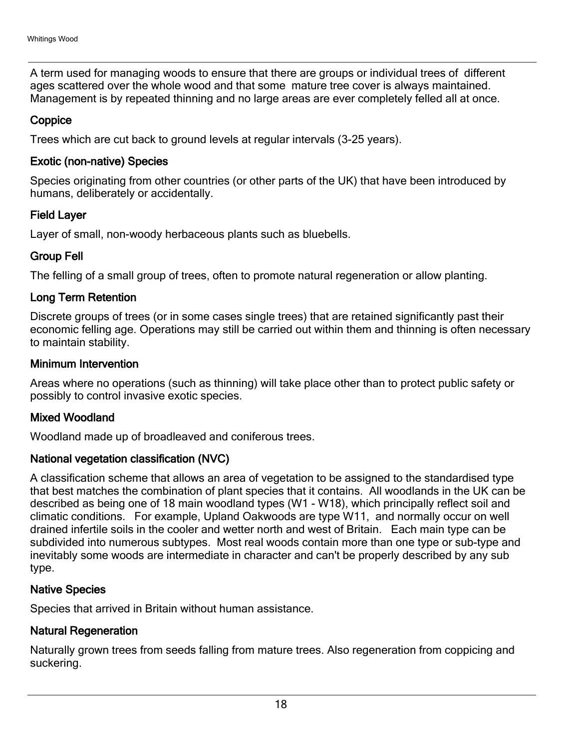A term used for managing woods to ensure that there are groups or individual trees of different ages scattered over the whole wood and that some mature tree cover is always maintained. Management is by repeated thinning and no large areas are ever completely felled all at once.

### Coppice

Trees which are cut back to ground levels at regular intervals (3-25 years).

### Exotic (non-native) Species

Species originating from other countries (or other parts of the UK) that have been introduced by humans, deliberately or accidentally.

### Field Layer

Layer of small, non-woody herbaceous plants such as bluebells.

### Group Fell

The felling of a small group of trees, often to promote natural regeneration or allow planting.

### Long Term Retention

Discrete groups of trees (or in some cases single trees) that are retained significantly past their economic felling age. Operations may still be carried out within them and thinning is often necessary to maintain stability.

### Minimum Intervention

Areas where no operations (such as thinning) will take place other than to protect public safety or possibly to control invasive exotic species.

### Mixed Woodland

Woodland made up of broadleaved and coniferous trees.

### National vegetation classification (NVC)

A classification scheme that allows an area of vegetation to be assigned to the standardised type that best matches the combination of plant species that it contains. All woodlands in the UK can be described as being one of 18 main woodland types (W1 - W18), which principally reflect soil and climatic conditions. For example, Upland Oakwoods are type W11, and normally occur on well drained infertile soils in the cooler and wetter north and west of Britain. Each main type can be subdivided into numerous subtypes. Most real woods contain more than one type or sub-type and inevitably some woods are intermediate in character and can't be properly described by any sub type.

### Native Species

Species that arrived in Britain without human assistance.

### Natural Regeneration

Naturally grown trees from seeds falling from mature trees. Also regeneration from coppicing and suckering.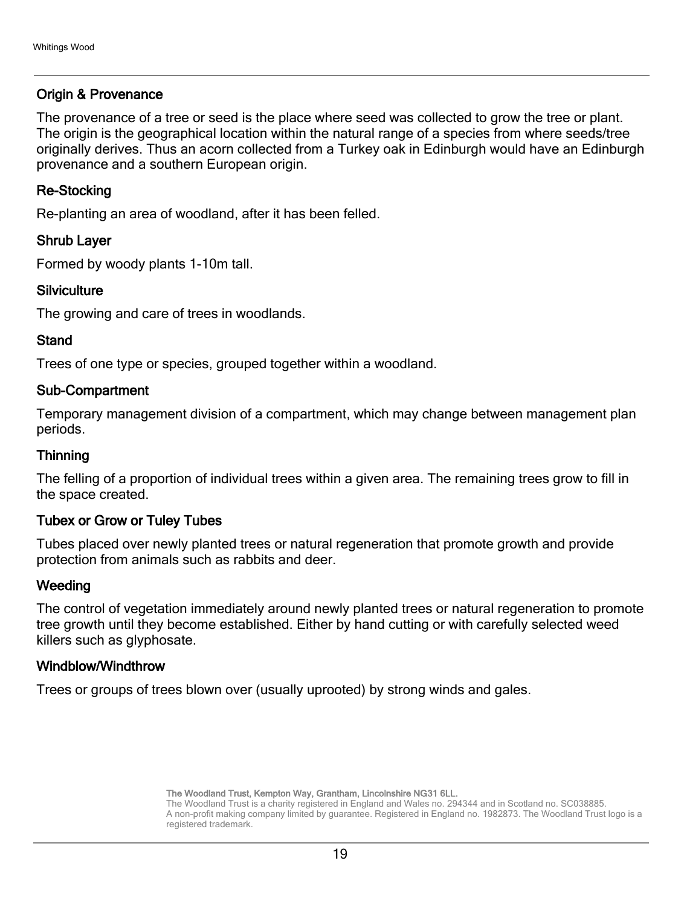### Origin & Provenance

The provenance of a tree or seed is the place where seed was collected to grow the tree or plant. The origin is the geographical location within the natural range of a species from where seeds/tree originally derives. Thus an acorn collected from a Turkey oak in Edinburgh would have an Edinburgh provenance and a southern European origin.

### Re-Stocking

Re-planting an area of woodland, after it has been felled.

### Shrub Layer

Formed by woody plants 1-10m tall.

### Silviculture

The growing and care of trees in woodlands.

### Stand

Trees of one type or species, grouped together within a woodland.

### Sub-Compartment

Temporary management division of a compartment, which may change between management plan periods.

### Thinning

The felling of a proportion of individual trees within a given area. The remaining trees grow to fill in the space created.

### Tubex or Grow or Tuley Tubes

Tubes placed over newly planted trees or natural regeneration that promote growth and provide protection from animals such as rabbits and deer.

### Weeding

The control of vegetation immediately around newly planted trees or natural regeneration to promote tree growth until they become established. Either by hand cutting or with carefully selected weed killers such as glyphosate.

### Windblow/Windthrow

Trees or groups of trees blown over (usually uprooted) by strong winds and gales.

**The Woodland Trust, Kempton Way, Grantham, Lincolnshire NG31 6LL.**
The Woodland Trust is a charity registered in England and Wales no. 294344 and in Scotland no. SC038885. A non-profit making company limited by guarantee. Registered in England no. 1982873. The Woodland Trust logo is a registered trademark.